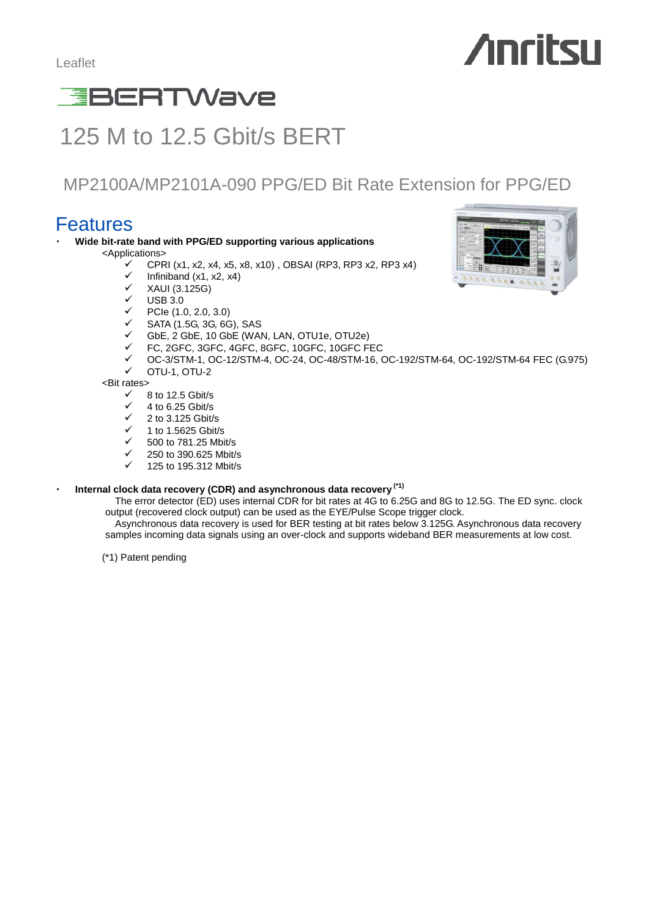Leaflet

Anritsu

BERTWave

# 125 M to 12.5 Gbit/s BERT

## MP2100A/MP2101A-090 PPG/ED Bit Rate Extension for PPG/ED

## Features

- **Wide bit-rate band with PPG/ED supporting various applications**

  <Applications>

  - ✓ CPRI (x1, x2, x4, x5, x8, x10) , OBSAI (RP3, RP3 x2, RP3 x4)
  - ✓ Infiniband (x1, x2, x4)
  - ✓ XAUI (3.125G)
  - ✓ USB 3.0
  - ✓ PCIe (1.0, 2.0, 3.0)
  - ✓ SATA (1.5G, 3G, 6G), SAS
  - ✓ GbE, 2 GbE, 10 GbE (WAN, LAN, OTU1e, OTU2e)
  - ✓ FC, 2GFC, 3GFC, 4GFC, 8GFC, 10GFC, 10GFC FEC
  - ✓ OC-3/STM-1, OC-12/STM-4, OC-24, OC-48/STM-16, OC-192/STM-64, OC-192/STM-64 FEC (G.975)
  - ✓ OTU-1, OTU-2

  <Bit rates>

  - ✓ 8 to 12.5 Gbit/s
  - ✓ 4 to 6.25 Gbit/s
  - ✓ 2 to 3.125 Gbit/s
  - ✓ 1 to 1.5625 Gbit/s
  - ✓ 500 to 781.25 Mbit/s
  - ✓ 250 to 390.625 Mbit/s
  - ✓ 125 to 195.312 Mbit/s

- **Internal clock data recovery (CDR) and asynchronous data recovery (*1)**

  The error detector (ED) uses internal CDR for bit rates at 4G to 6.25G and 8G to 12.5G. The ED sync. clock output (recovered clock output) can be used as the EYE/Pulse Scope trigger clock.

  Asynchronous data recovery is used for BER testing at bit rates below 3.125G. Asynchronous data recovery samples incoming data signals using an over-clock and supports wideband BER measurements at low cost.

(*1) Patent pending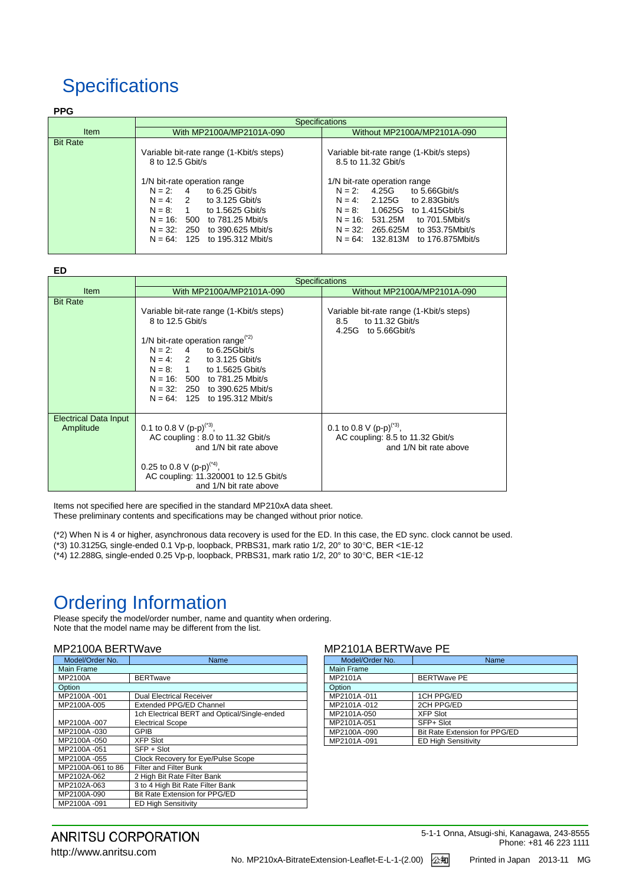# Specifications

**PPG**

| Item | Specifications | |
|---|---|---|
| | With MP2100A/MP2101A-090 | Without MP2100A/MP2101A-090 |
| Bit Rate | Variable bit-rate range (1-Kbit/s steps)<br>8 to 12.5 Gbit/s<br><br>1/N bit-rate operation range<br>N = 2: 4 to 6.25 Gbit/s<br>N = 4: 2 to 3.125 Gbit/s<br>N = 8: 1 to 1.5625 Gbit/s<br>N = 16: 500 to 781.25 Mbit/s<br>N = 32: 250 to 390.625 Mbit/s<br>N = 64: 125 to 195.312 Mbit/s | Variable bit-rate range (1-Kbit/s steps)<br>8.5 to 11.32 Gbit/s<br><br>1/N bit-rate operation range<br>N = 2: 4.25G to 5.66Gbit/s<br>N = 4: 2.125G to 2.83Gbit/s<br>N = 8: 1.0625G to 1.415Gbit/s<br>N = 16: 531.25M to 701.5Mbit/s<br>N = 32: 265.625M to 353.75Mbit/s<br>N = 64: 132.813M to 176.875Mbit/s |

**ED**

| Item | Specifications | |
|---|---|---|
| | With MP2100A/MP2101A-090 | Without MP2100A/MP2101A-090 |
| Bit Rate | Variable bit-rate range (1-Kbit/s steps)<br>8 to 12.5 Gbit/s<br><br>1/N bit-rate operation range(*2)<br>N = 2: 4 to 6.25Gbit/s<br>N = 4: 2 to 3.125 Gbit/s<br>N = 8: 1 to 1.5625 Gbit/s<br>N = 16: 500 to 781.25 Mbit/s<br>N = 32: 250 to 390.625 Mbit/s<br>N = 64: 125 to 195.312 Mbit/s | Variable bit-rate range (1-Kbit/s steps)<br>8.5 to 11.32 Gbit/s<br>4.25G to 5.66Gbit/s |
| Electrical Data Input Amplitude | 0.1 to 0.8 V (p-p)(*3),<br>AC coupling : 8.0 to 11.32 Gbit/s<br>and 1/N bit rate above<br><br>0.25 to 0.8 V (p-p)(*4),<br>AC coupling: 11.320001 to 12.5 Gbit/s<br>and 1/N bit rate above | 0.1 to 0.8 V (p-p)(*3),<br>AC coupling: 8.5 to 11.32 Gbit/s<br>and 1/N bit rate above |

Items not specified here are specified in the standard MP210xA data sheet.
These preliminary contents and specifications may be changed without prior notice.

(*2) When N is 4 or higher, asynchronous data recovery is used for the ED. In this case, the ED sync. clock cannot be used.
(*3) 10.3125G, single-ended 0.1 Vp-p, loopback, PRBS31, mark ratio 1/2, 20° to 30°C, BER <1E-12
(*4) 12.288G, single-ended 0.25 Vp-p, loopback, PRBS31, mark ratio 1/2, 20° to 30°C, BER <1E-12

# Ordering Information

Please specify the model/order number, name and quantity when ordering.
Note that the model name may be different from the list.

### MP2100A BERTWave

| Model/Order No. | Name |
|---|---|
| Main Frame | |
| MP2100A | BERTwave |
| Option | |
| MP2100A -001 | Dual Electrical Receiver |
| MP2100A-005 | Extended PPG/ED Channel |
| MP2100A -007 | 1ch Electrical BERT and Optical/Single-ended Electrical Scope |
| MP2100A -030 | GPIB |
| MP2100A -050 | XFP Slot |
| MP2100A -051 | SFP + Slot |
| MP2100A -055 | Clock Recovery for Eye/Pulse Scope |
| MP2100A-061 to 86 | Filter and Filter Bunk |
| MP2102A-062 | 2 High Bit Rate Filter Bank |
| MP2102A-063 | 3 to 4 High Bit Rate Filter Bank |
| MP2100A-090 | Bit Rate Extension for PPG/ED |
| MP2100A -091 | ED High Sensitivity |

### MP2101A BERTWave PE

| Model/Order No. | Name |
|---|---|
| Main Frame | |
| MP2101A | BERTWave PE |
| Option | |
| MP2101A -011 | 1CH PPG/ED |
| MP2101A -012 | 2CH PPG/ED |
| MP2101A-050 | XFP Slot |
| MP2101A-051 | SFP+ Slot |
| MP2100A -090 | Bit Rate Extension for PPG/ED |
| MP2101A -091 | ED High Sensitivity |

**ANRITSU CORPORATION**
http://www.anritsu.com

5-1-1 Onna, Atsugi-shi, Kanagawa, 243-8555
Phone: +81 46 223 1111

No. MP210xA-BitrateExtension-Leaflet-E-L-1-(2.00) 公知 Printed in Japan 2013-11 MG